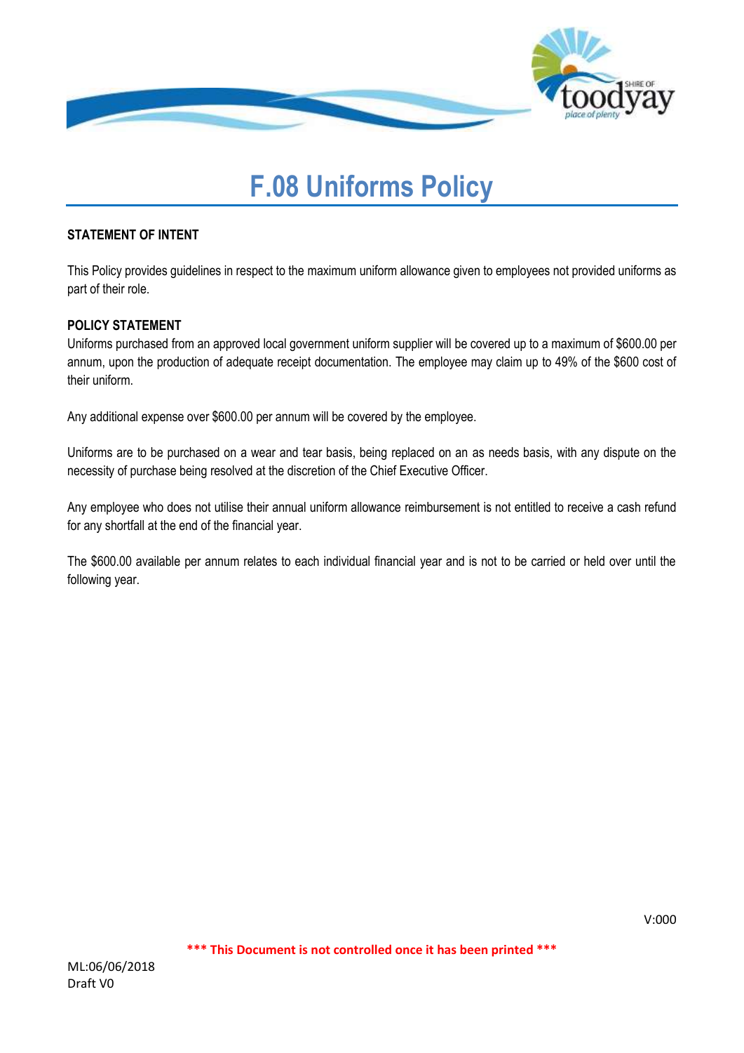# F.08 Uniforms Policy

**STATEMENT OF INTENT**

This Policy provides guidelines in respect to the maximum uniform allowance given to employees not provided uniforms as part of their role.

**POLICY STATEMENT**

Uniforms purchased from an approved local government uniform supplier will be covered up to a maximum of $600.00 per annum, upon the production of adequate receipt documentation. The employee may claim up to 49% of the $600 cost of their uniform.

Any additional expense over $600.00 per annum will be covered by the employee.

Uniforms are to be purchased on a wear and tear basis, being replaced on an as needs basis, with any dispute on the necessity of purchase being resolved at the discretion of the Chief Executive Officer.

Any employee who does not utilise their annual uniform allowance reimbursement is not entitled to receive a cash refund for any shortfall at the end of the financial year.

The $600.00 available per annum relates to each individual financial year and is not to be carried or held over until the following year.

V:000

**\*\*\* This Document is not controlled once it has been printed \*\*\***

ML:06/06/2018
Draft V0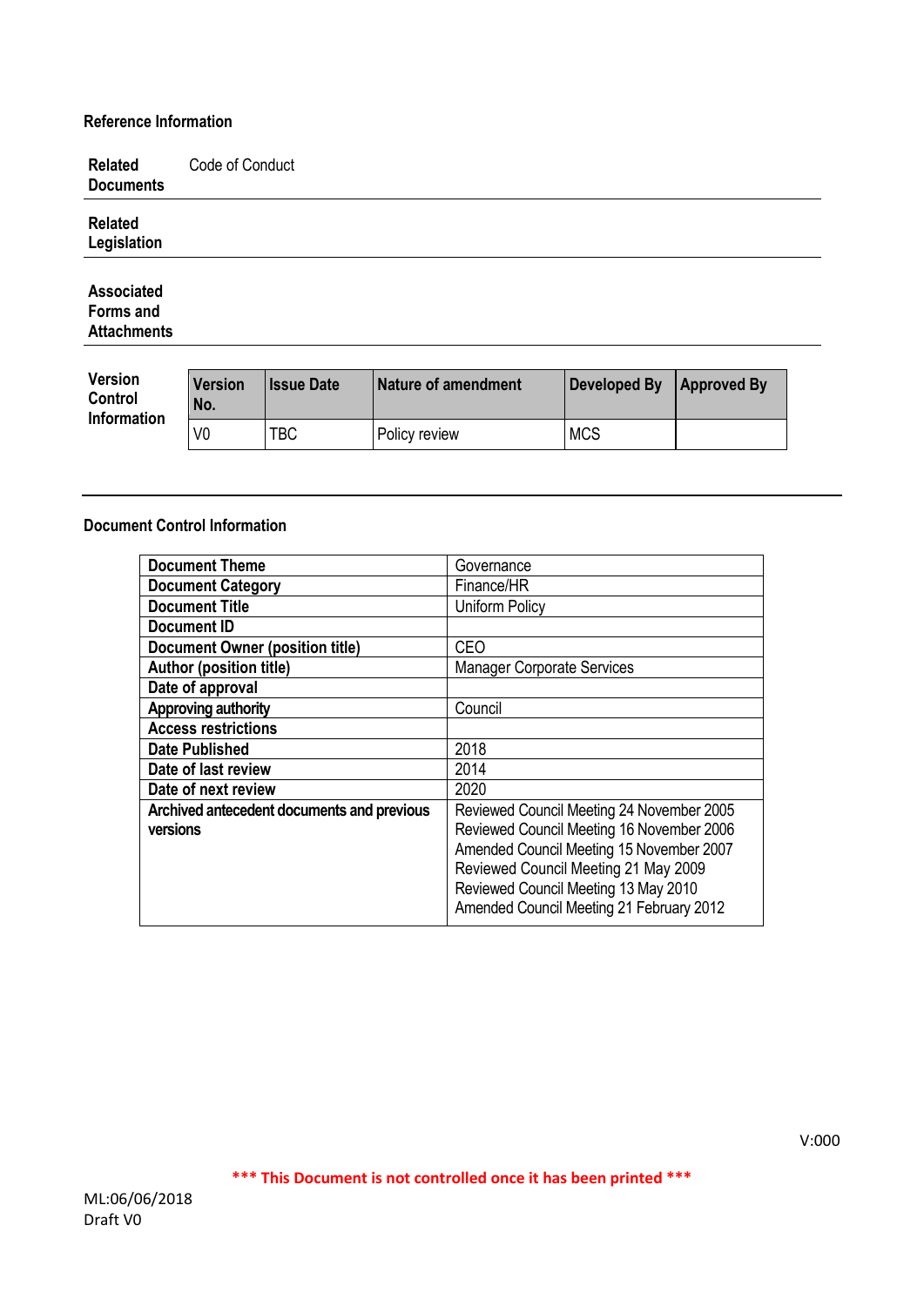**Reference Information**

| | |
|---|---|
| **Related Documents** | Code of Conduct |
| **Related Legislation** | |
| **Associated Forms and Attachments** | |

**Version Control Information**

| Version No. | Issue Date | Nature of amendment | Developed By | Approved By |
|---|---|---|---|---|
| V0 | TBC | Policy review | MCS | |

**Document Control Information**

| | |
|---|---|
| **Document Theme** | Governance |
| **Document Category** | Finance/HR |
| **Document Title** | Uniform Policy |
| **Document ID** | |
| **Document Owner (position title)** | CEO |
| **Author (position title)** | Manager Corporate Services |
| **Date of approval** | |
| **Approving authority** | Council |
| **Access restrictions** | |
| **Date Published** | 2018 |
| **Date of last review** | 2014 |
| **Date of next review** | 2020 |
| **Archived antecedent documents and previous versions** | Reviewed Council Meeting 24 November 2005<br>Reviewed Council Meeting 16 November 2006<br>Amended Council Meeting 15 November 2007<br>Reviewed Council Meeting 21 May 2009<br>Reviewed Council Meeting 13 May 2010<br>Amended Council Meeting 21 February 2012 |

V:000

**\*\*\* This Document is not controlled once it has been printed \*\*\***

ML:06/06/2018
Draft V0